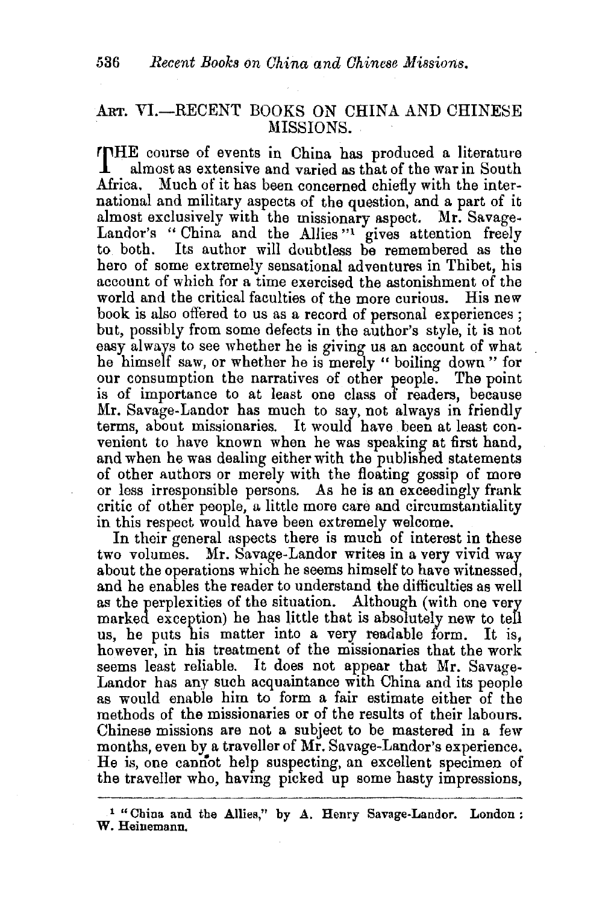## Art. VI.—RECENT BOOKS ON CHINA AND CHINESE MISSIONS.

THE course of events in China has produced a literature almost as extensive and varied as that of the war in South Africa. Much of it has been concerned chiefly with the international and military aspects of the question, and a part of it almost exclusively with the missionary aspect. Mr. Savage-Landor's "China and the Allies"[1] gives attention freely to both. Its author will doubtless be remembered as the hero of some extremely sensational adventures in Thibet, his account of which for a time exercised the astonishment of the world and the critical faculties of the more curious. His new book is also offered to us as a record of personal experiences; but, possibly from some defects in the author's style, it is not easy always to see whether he is giving us an account of what he himself saw, or whether he is merely "boiling down" for our consumption the narratives of other people. The point is of importance to at least one class of readers, because Mr. Savage-Landor has much to say, not always in friendly terms, about missionaries. It would have been at least convenient to have known when he was speaking at first hand, and when he was dealing either with the published statements of other authors or merely with the floating gossip of more or less irresponsible persons. As he is an exceedingly frank critic of other people, a little more care and circumstantiality in this respect would have been extremely welcome.

In their general aspects there is much of interest in these two volumes. Mr. Savage-Landor writes in a very vivid way about the operations which he seems himself to have witnessed, and he enables the reader to understand the difficulties as well as the perplexities of the situation. Although (with one very marked exception) he has little that is absolutely new to tell us, he puts his matter into a very readable form. It is, however, in his treatment of the missionaries that the work seems least reliable. It does not appear that Mr. Savage-Landor has any such acquaintance with China and its people as would enable him to form a fair estimate either of the methods of the missionaries or of the results of their labours. Chinese missions are not a subject to be mastered in a few months, even by a traveller of Mr. Savage-Landor's experience. He is, one cannot help suspecting, an excellent specimen of the traveller who, having picked up some hasty impressions,

[1] "China and the Allies," by A. Henry Savage-Landor. London: W. Heinemann.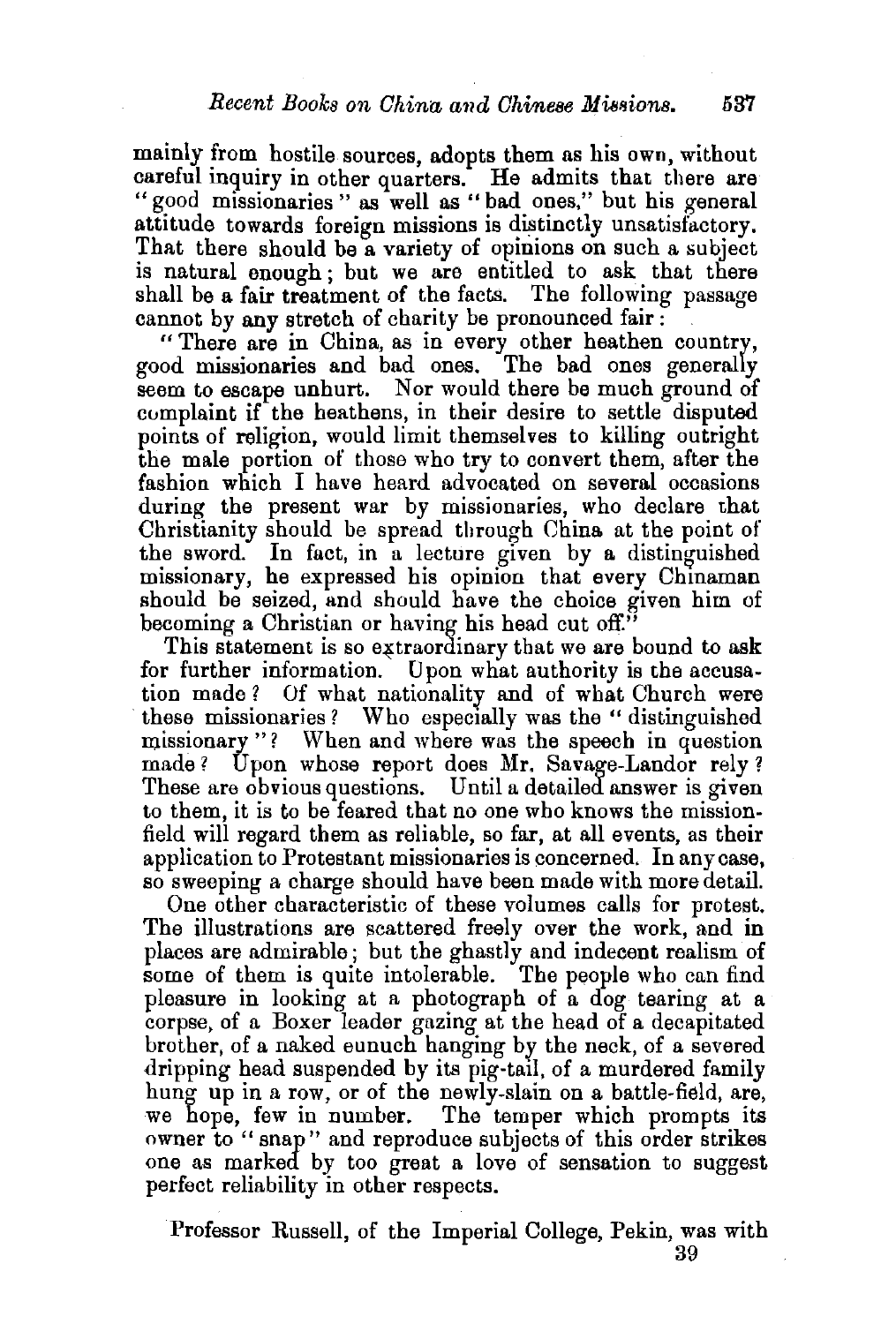mainly from hostile sources, adopts them as his own, without careful inquiry in other quarters. He admits that there are "good missionaries" as well as "bad ones," but his general attitude towards foreign missions is distinctly unsatisfactory. That there should be a variety of opinions on such a subject is natural enough; but we are entitled to ask that there shall be a fair treatment of the facts. The following passage cannot by any stretch of charity be pronounced fair:

"There are in China, as in every other heathen country, good missionaries and bad ones. The bad ones generally seem to escape unhurt. Nor would there be much ground of complaint if the heathens, in their desire to settle disputed points of religion, would limit themselves to killing outright the male portion of those who try to convert them, after the fashion which I have heard advocated on several occasions during the present war by missionaries, who declare that Christianity should be spread through China at the point of the sword. In fact, in a lecture given by a distinguished missionary, he expressed his opinion that every Chinaman should be seized, and should have the choice given him of becoming a Christian or having his head cut off."

This statement is so extraordinary that we are bound to ask for further information. Upon what authority is the accusation made? Of what nationality and of what Church were these missionaries? Who especially was the "distinguished missionary"? When and where was the speech in question made? Upon whose report does Mr. Savage-Landor rely? These are obvious questions. Until a detailed answer is given to them, it is to be feared that no one who knows the mission-field will regard them as reliable, so far, at all events, as their application to Protestant missionaries is concerned. In any case, so sweeping a charge should have been made with more detail.

One other characteristic of these volumes calls for protest. The illustrations are scattered freely over the work, and in places are admirable; but the ghastly and indecent realism of some of them is quite intolerable. The people who can find pleasure in looking at a photograph of a dog tearing at a corpse, of a Boxer leader gazing at the head of a decapitated brother, of a naked eunuch hanging by the neck, of a severed dripping head suspended by its pig-tail, of a murdered family hung up in a row, or of the newly-slain on a battle-field, are, we hope, few in number. The temper which prompts its owner to "snap" and reproduce subjects of this order strikes one as marked by too great a love of sensation to suggest perfect reliability in other respects.

Professor Russell, of the Imperial College, Pekin, was with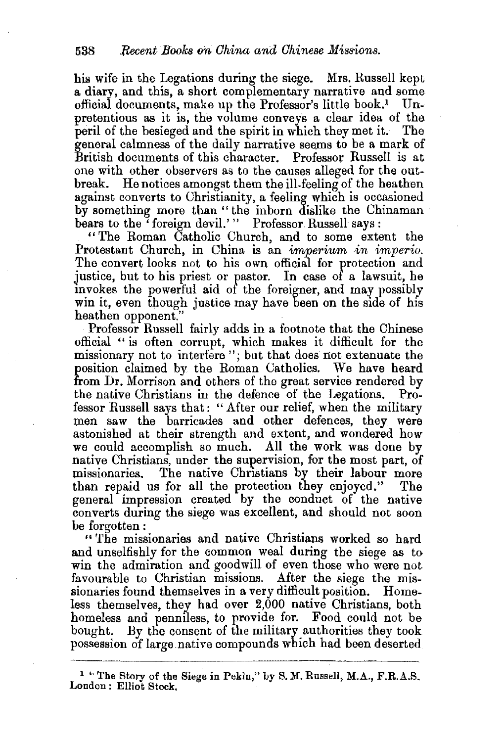his wife in the Legations during the siege. Mrs. Russell kept a diary, and this, a short complementary narrative and some official documents, make up the Professor's little book.[1] Unpretentious as it is, the volume conveys a clear idea of the peril of the besieged and the spirit in which they met it. The general calmness of the daily narrative seems to be a mark of British documents of this character. Professor Russell is at one with other observers as to the causes alleged for the outbreak. He notices amongst them the ill-feeling of the heathen against converts to Christianity, a feeling which is occasioned by something more than "the inborn dislike the Chinaman bears to the 'foreign devil.'" Professor Russell says:

"The Roman Catholic Church, and to some extent the Protestant Church, in China is an *imperium in imperio*. The convert looks not to his own official for protection and justice, but to his priest or pastor. In case of a lawsuit, he invokes the powerful aid of the foreigner, and may possibly win it, even though justice may have been on the side of his heathen opponent."

Professor Russell fairly adds in a footnote that the Chinese official "is often corrupt, which makes it difficult for the missionary not to interfere"; but that does not extenuate the position claimed by the Roman Catholics. We have heard from Dr. Morrison and others of the great service rendered by the native Christians in the defence of the Legations. Professor Russell says that: "After our relief, when the military men saw the barricades and other defences, they were astonished at their strength and extent, and wondered how we could accomplish so much. All the work was done by native Christians, under the supervision, for the most part, of missionaries. The native Christians by their labour more than repaid us for all the protection they enjoyed." The general impression created by the conduct of the native converts during the siege was excellent, and should not soon be forgotten:

"The missionaries and native Christians worked so hard and unselfishly for the common weal during the siege as to win the admiration and goodwill of even those who were not favourable to Christian missions. After the siege the missionaries found themselves in a very difficult position. Homeless themselves, they had over 2,000 native Christians, both homeless and penniless, to provide for. Food could not be bought. By the consent of the military authorities they took possession of large native compounds which had been deserted

---

[1] "The Story of the Siege in Pekin," by S. M. Russell, M.A., F.R.A.S. London: Elliot Stock.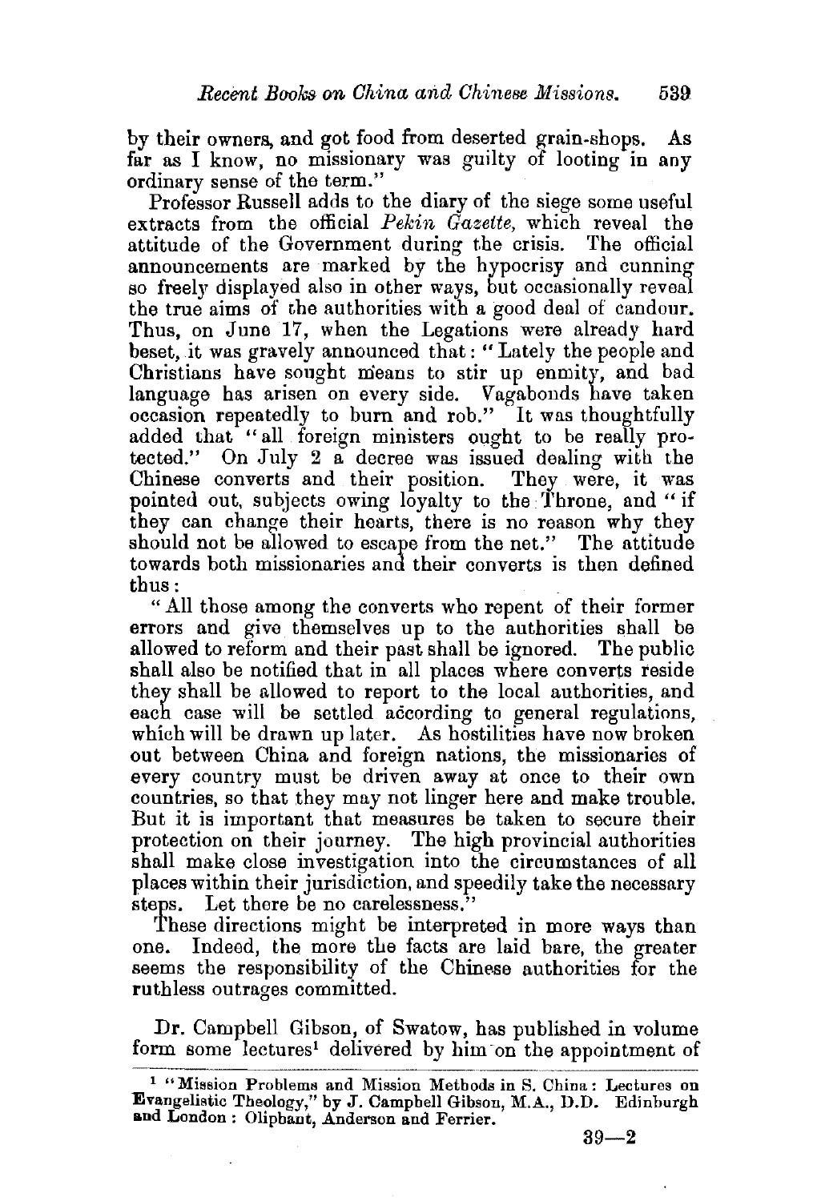by their owners, and got food from deserted grain-shops. As far as I know, no missionary was guilty of looting in any ordinary sense of the term."

Professor Russell adds to the diary of the siege some useful extracts from the official *Pekin Gazette,* which reveal the attitude of the Government during the crisis. The official announcements are marked by the hypocrisy and cunning so freely displayed also in other ways, but occasionally reveal the true aims of the authorities with a good deal of candour. Thus, on June 17, when the Legations were already hard beset, it was gravely announced that: "Lately the people and Christians have sought means to stir up enmity, and bad language has arisen on every side. Vagabonds have taken occasion repeatedly to burn and rob." It was thoughtfully added that "all foreign ministers ought to be really protected." On July 2 a decree was issued dealing with the Chinese converts and their position. They were, it was pointed out, subjects owing loyalty to the Throne, and "if they can change their hearts, there is no reason why they should not be allowed to escape from the net." The attitude towards both missionaries and their converts is then defined thus:

"All those among the converts who repent of their former errors and give themselves up to the authorities shall be allowed to reform and their past shall be ignored. The public shall also be notified that in all places where converts reside they shall be allowed to report to the local authorities, and each case will be settled according to general regulations, which will be drawn up later. As hostilities have now broken out between China and foreign nations, the missionaries of every country must be driven away at once to their own countries, so that they may not linger here and make trouble. But it is important that measures be taken to secure their protection on their journey. The high provincial authorities shall make close investigation into the circumstances of all places within their jurisdiction, and speedily take the necessary steps. Let there be no carelessness."

These directions might be interpreted in more ways than one. Indeed, the more the facts are laid bare, the greater seems the responsibility of the Chinese authorities for the ruthless outrages committed.

Dr. Campbell Gibson, of Swatow, has published in volume form some lectures[1] delivered by him on the appointment of

---

[1] "Mission Problems and Mission Methods in S. China: Lectures on Evangelistic Theology," by J. Campbell Gibson, M.A., D.D. Edinburgh and London: Oliphant, Anderson and Ferrier.

39—2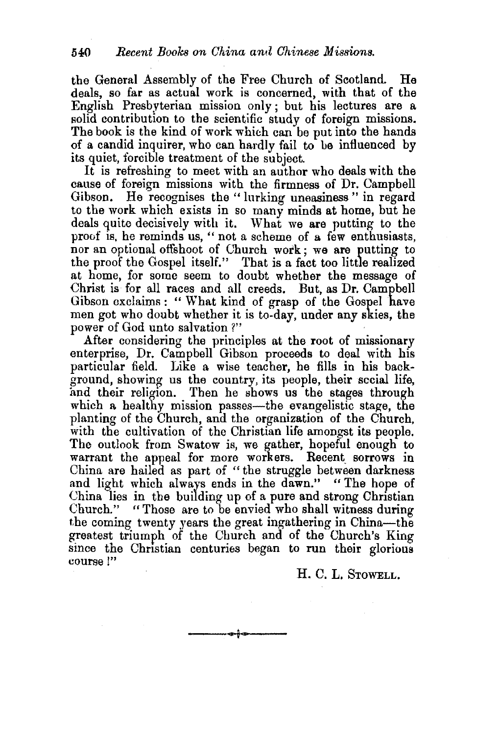the General Assembly of the Free Church of Scotland. He deals, so far as actual work is concerned, with that of the English Presbyterian mission only; but his lectures are a solid contribution to the scientific study of foreign missions. The book is the kind of work which can be put into the hands of a candid inquirer, who can hardly fail to be influenced by its quiet, forcible treatment of the subject.

It is refreshing to meet with an author who deals with the cause of foreign missions with the firmness of Dr. Campbell Gibson. He recognises the "lurking uneasiness" in regard to the work which exists in so many minds at home, but he deals quite decisively with it. What we are putting to the proof is, he reminds us, "not a scheme of a few enthusiasts, nor an optional offshoot of Church work; we are putting to the proof the Gospel itself." That is a fact too little realized at home, for some seem to doubt whether the message of Christ is for all races and all creeds. But, as Dr. Campbell Gibson exclaims: "What kind of grasp of the Gospel have men got who doubt whether it is to-day, under any skies, the power of God unto salvation?"

After considering the principles at the root of missionary enterprise, Dr. Campbell Gibson proceeds to deal with his particular field. Like a wise teacher, he fills in his background, showing us the country, its people, their social life, and their religion. Then he shows us the stages through which a healthy mission passes—the evangelistic stage, the planting of the Church, and the organization of the Church, with the cultivation of the Christian life amongst its people. The outlook from Swatow is, we gather, hopeful enough to warrant the appeal for more workers. Recent sorrows in China are hailed as part of "the struggle between darkness and light which always ends in the dawn." "The hope of China lies in the building up of a pure and strong Christian Church." "Those are to be envied who shall witness during the coming twenty years the great ingathering in China—the greatest triumph of the Church and of the Church's King since the Christian centuries began to run their glorious course!"

H. C. L. STOWELL.